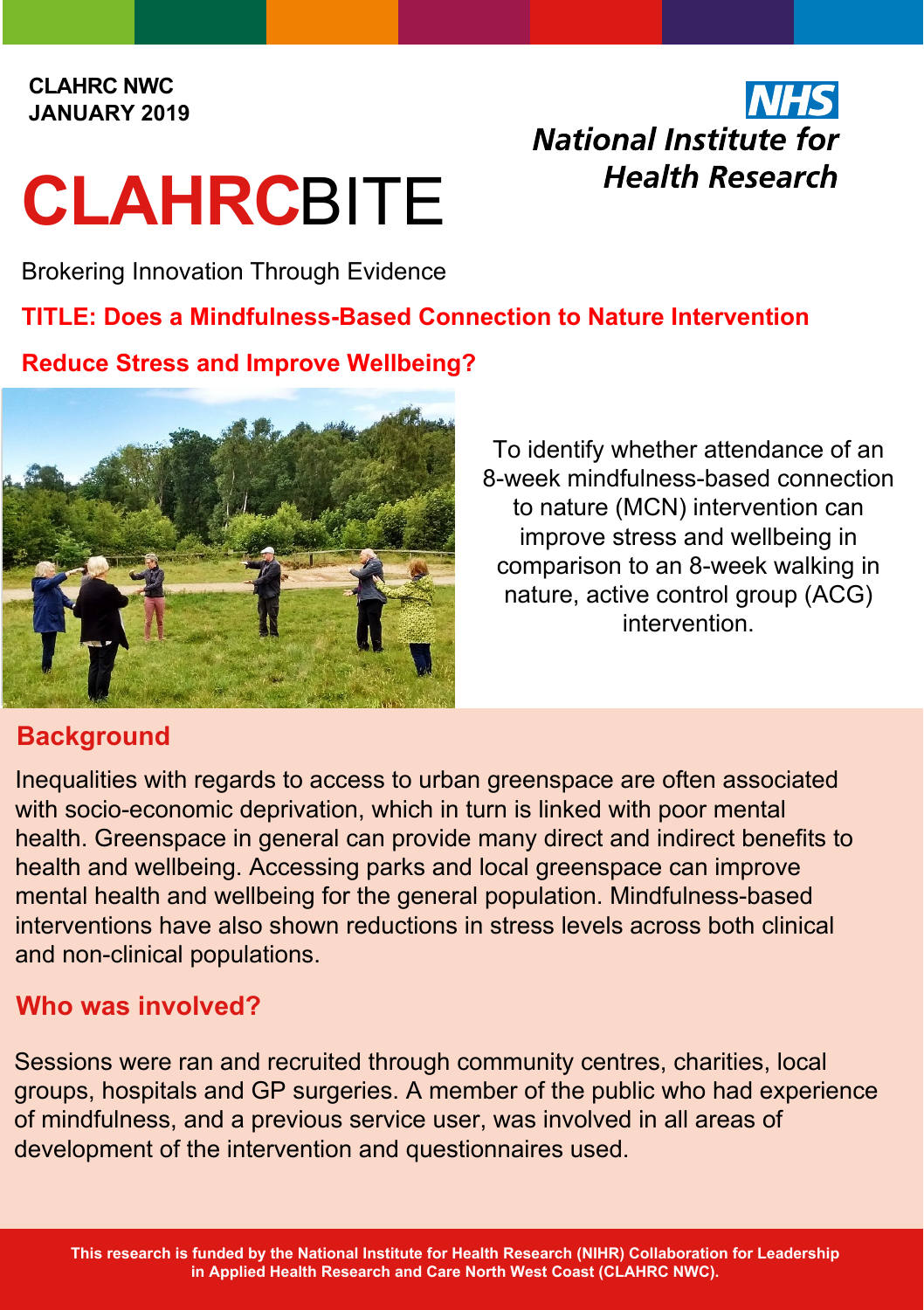CLAHRC NWC
JANUARY 2019

**NHS**
**National Institute for Health Research**

# CLAHRCBITE

Brokering Innovation Through Evidence

## TITLE: Does a Mindfulness-Based Connection to Nature Intervention Reduce Stress and Improve Wellbeing?

To identify whether attendance of an 8-week mindfulness-based connection to nature (MCN) intervention can improve stress and wellbeing in comparison to an 8-week walking in nature, active control group (ACG) intervention.

## Background

Inequalities with regards to access to urban greenspace are often associated with socio-economic deprivation, which in turn is linked with poor mental health. Greenspace in general can provide many direct and indirect benefits to health and wellbeing. Accessing parks and local greenspace can improve mental health and wellbeing for the general population. Mindfulness-based interventions have also shown reductions in stress levels across both clinical and non-clinical populations.

## Who was involved?

Sessions were ran and recruited through community centres, charities, local groups, hospitals and GP surgeries. A member of the public who had experience of mindfulness, and a previous service user, was involved in all areas of development of the intervention and questionnaires used.

**This research is funded by the National Institute for Health Research (NIHR) Collaboration for Leadership in Applied Health Research and Care North West Coast (CLAHRC NWC).**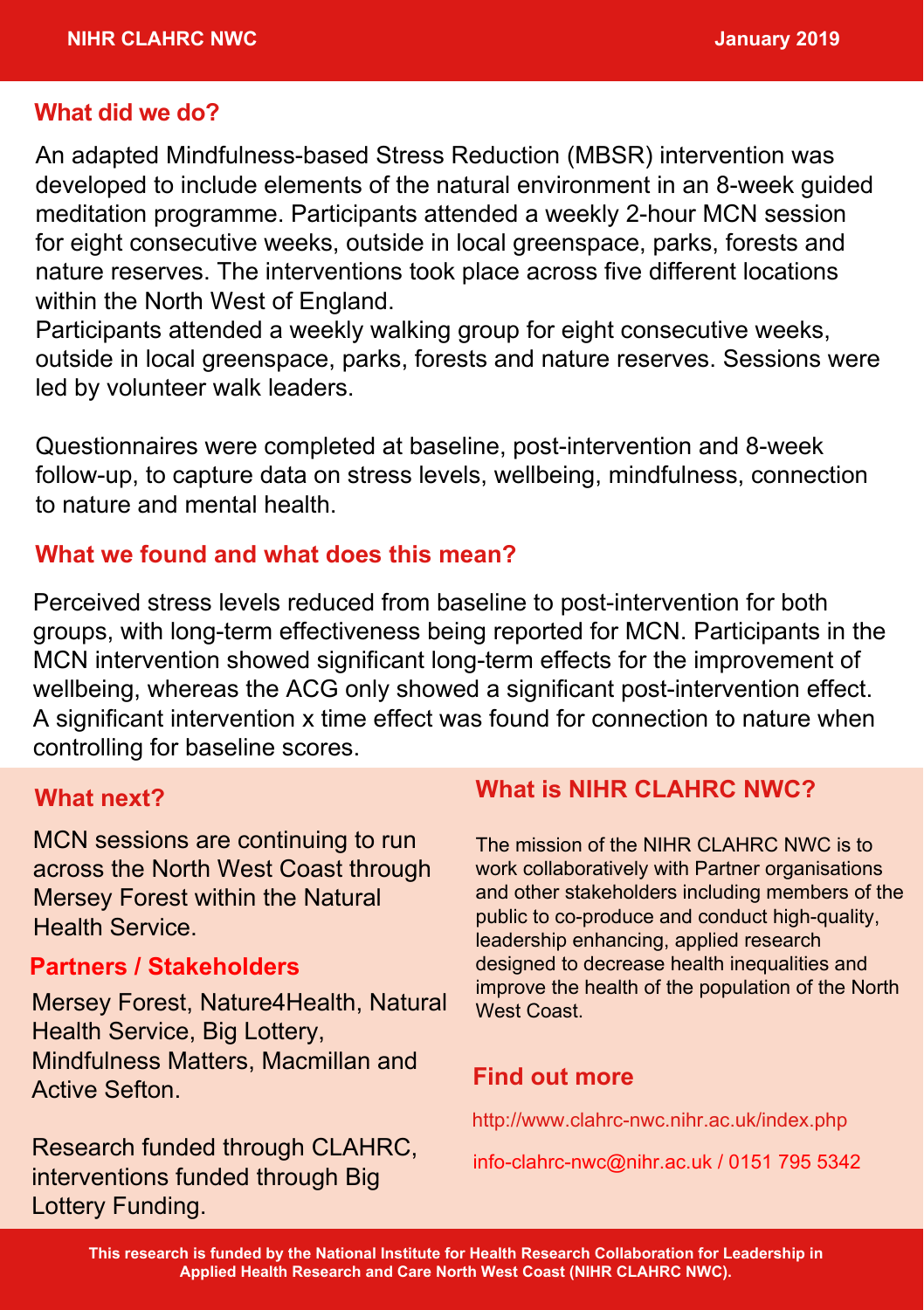## What did we do?

An adapted Mindfulness-based Stress Reduction (MBSR) intervention was developed to include elements of the natural environment in an 8-week guided meditation programme. Participants attended a weekly 2-hour MCN session for eight consecutive weeks, outside in local greenspace, parks, forests and nature reserves. The interventions took place across five different locations within the North West of England.
Participants attended a weekly walking group for eight consecutive weeks, outside in local greenspace, parks, forests and nature reserves. Sessions were led by volunteer walk leaders.

Questionnaires were completed at baseline, post-intervention and 8-week follow-up, to capture data on stress levels, wellbeing, mindfulness, connection to nature and mental health.

## What we found and what does this mean?

Perceived stress levels reduced from baseline to post-intervention for both groups, with long-term effectiveness being reported for MCN. Participants in the MCN intervention showed significant long-term effects for the improvement of wellbeing, whereas the ACG only showed a significant post-intervention effect. A significant intervention x time effect was found for connection to nature when controlling for baseline scores.

## What next?

MCN sessions are continuing to run across the North West Coast through Mersey Forest within the Natural Health Service.

## Partners / Stakeholders

Mersey Forest, Nature4Health, Natural Health Service, Big Lottery, Mindfulness Matters, Macmillan and Active Sefton.

Research funded through CLAHRC, interventions funded through Big Lottery Funding.

## What is NIHR CLAHRC NWC?

The mission of the NIHR CLAHRC NWC is to work collaboratively with Partner organisations and other stakeholders including members of the public to co-produce and conduct high-quality, leadership enhancing, applied research designed to decrease health inequalities and improve the health of the population of the North West Coast.

## Find out more

http://www.clahrc-nwc.nihr.ac.uk/index.php

info-clahrc-nwc@nihr.ac.uk / 0151 795 5342

**This research is funded by the National Institute for Health Research Collaboration for Leadership in Applied Health Research and Care North West Coast (NIHR CLAHRC NWC).**